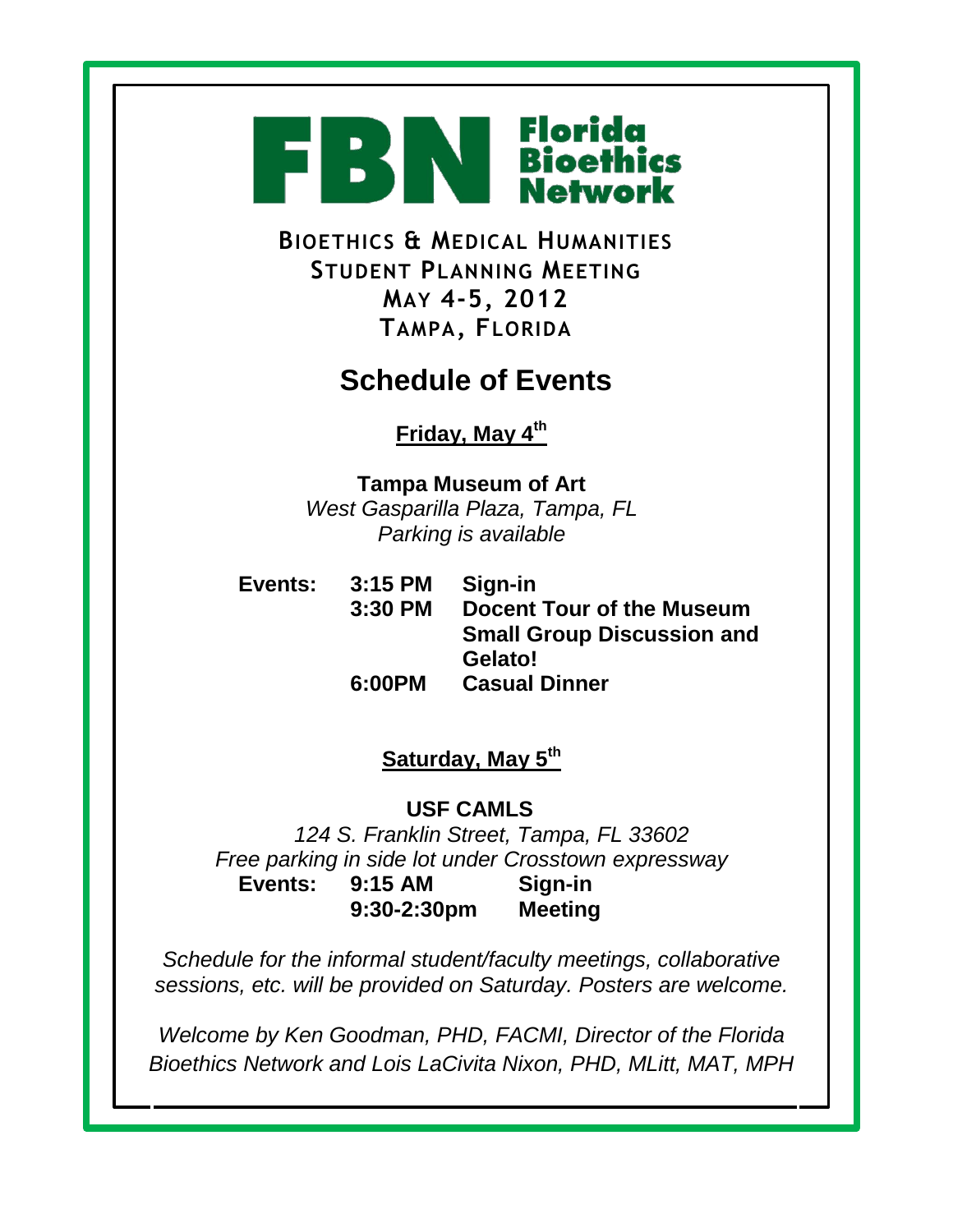**FBN Florida Bioethics Network**

**BIOETHICS & MEDICAL HUMANITIES**
**STUDENT PLANNING MEETING**
**MAY 4-5, 2012**
**TAMPA, FLORIDA**

# Schedule of Events

## Friday, May 4th

**Tampa Museum of Art**
*West Gasparilla Plaza, Tampa, FL*
*Parking is available*

**Events:**

| | | |
|---|---|---|
| **Events:** | **3:15 PM** | **Sign-in** |
| | **3:30 PM** | **Docent Tour of the Museum** |
| | | **Small Group Discussion and Gelato!** |
| | **6:00PM** | **Casual Dinner** |

## Saturday, May 5th

**USF CAMLS**
*124 S. Franklin Street, Tampa, FL 33602*
*Free parking in side lot under Crosstown expressway*

| | | |
|---|---|---|
| **Events:** | **9:15 AM** | **Sign-in** |
| | **9:30-2:30pm** | **Meeting** |

*Schedule for the informal student/faculty meetings, collaborative sessions, etc. will be provided on Saturday. Posters are welcome.*

*Welcome by Ken Goodman, PHD, FACMI, Director of the Florida Bioethics Network and Lois LaCivita Nixon, PHD, MLitt, MAT, MPH*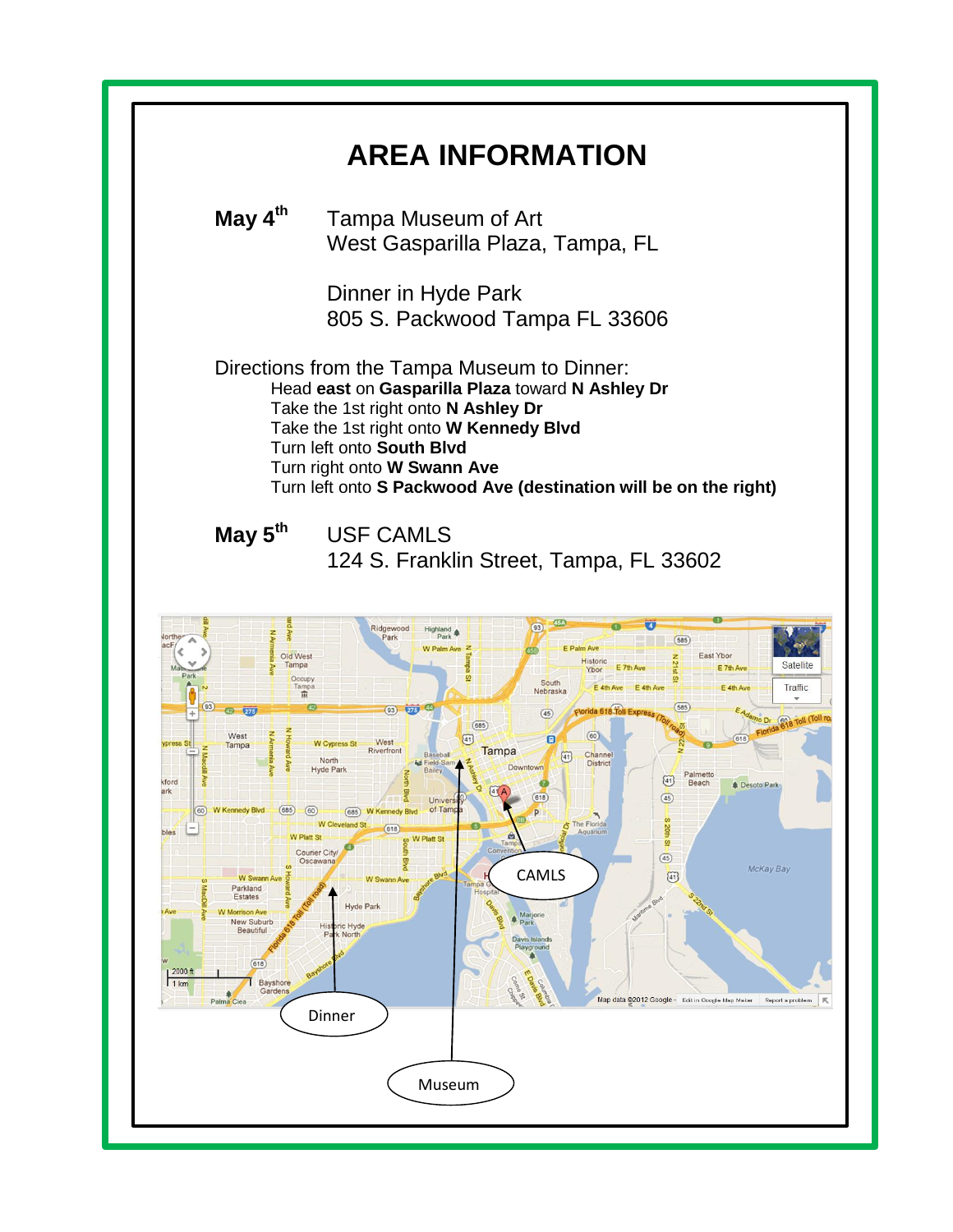# AREA INFORMATION

**May 4th** Tampa Museum of Art
West Gasparilla Plaza, Tampa, FL

Dinner in Hyde Park
805 S. Packwood Tampa FL 33606

Directions from the Tampa Museum to Dinner:

- Head **east** on **Gasparilla Plaza** toward **N Ashley Dr**
- Take the 1st right onto **N Ashley Dr**
- Take the 1st right onto **W Kennedy Blvd**
- Turn left onto **South Blvd**
- Turn right onto **W Swann Ave**
- Turn left onto **S Packwood Ave (destination will be on the right)**

**May 5th** USF CAMLS
124 S. Franklin Street, Tampa, FL 33602

CAMLS

Dinner

Museum